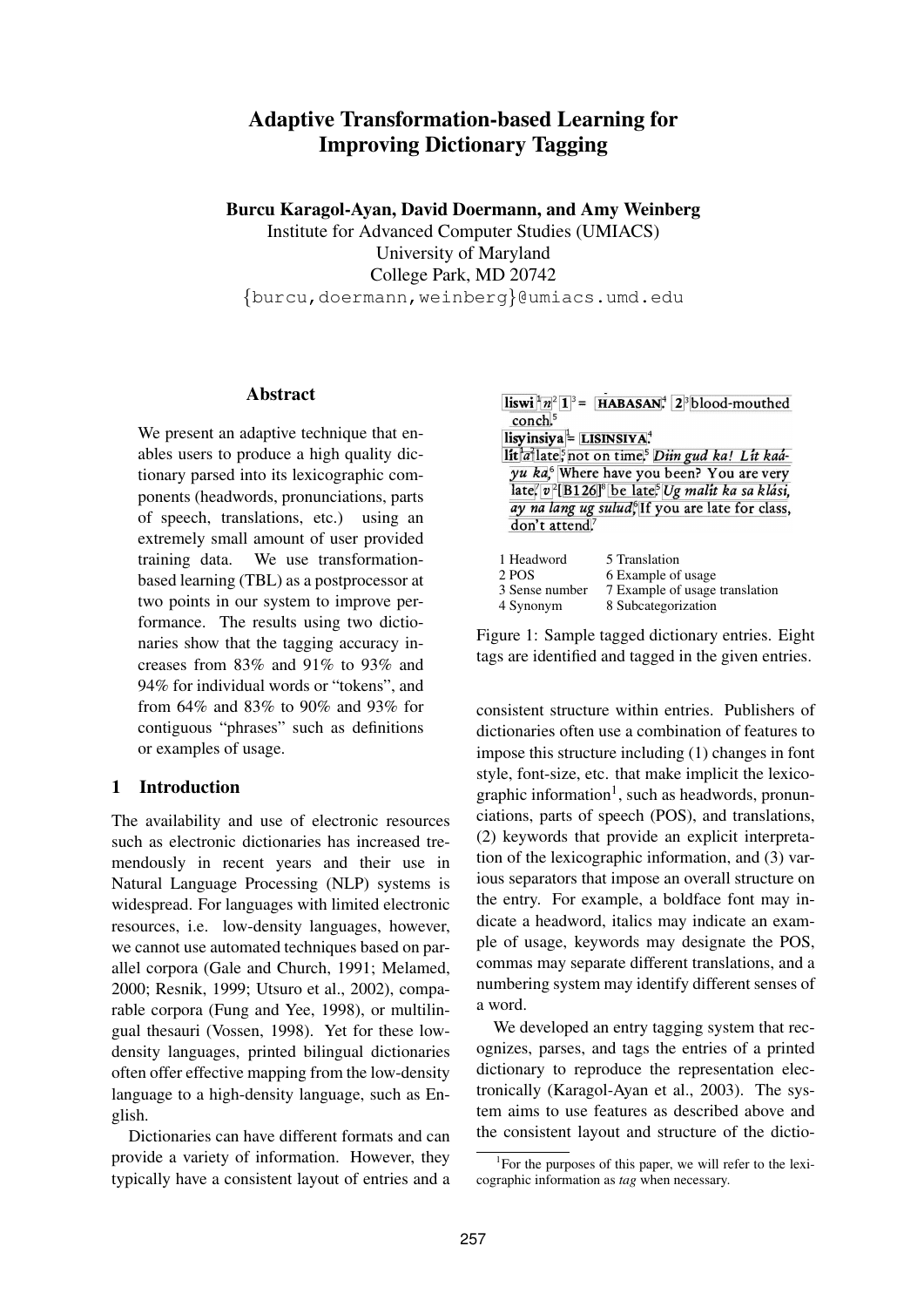# Adaptive Transformation-based Learning for Improving Dictionary Tagging

**Burcu Karagol-Ayan, David Doermann, and Amy Weinberg**
Institute for Advanced Computer Studies (UMIACS)
University of Maryland
College Park, MD 20742
{burcu,doermann,weinberg}@umiacs.umd.edu

## Abstract

We present an adaptive technique that enables users to produce a high quality dictionary parsed into its lexicographic components (headwords, pronunciations, parts of speech, translations, etc.) using an extremely small amount of user provided training data. We use transformation-based learning (TBL) as a postprocessor at two points in our system to improve performance. The results using two dictionaries show that the tagging accuracy increases from 83% and 91% to 93% and 94% for individual words or "tokens", and from 64% and 83% to 90% and 93% for contiguous "phrases" such as definitions or examples of usage.

liswi[1] *n*[2] 1[3] = HABASAN[4]. 2[3] blood-mouthed conch.[5]
lisyinsiya[1] = LISINSIYA.[4]
lít[1] *a*[2] late,[5] not on time.[5] *Diin gud ka! Lít kaáyu ka,*[6] Where have you been? You are very late.[7] *v*[2] [B126][8] be late.[5] *Ug malít ka sa klási, ay na lang ug sulud,*[6] If you are late for class, don't attend.[7]

| | |
|---|---|
| 1 Headword | 5 Translation |
| 2 POS | 6 Example of usage |
| 3 Sense number | 7 Example of usage translation |
| 4 Synonym | 8 Subcategorization |

Figure 1: Sample tagged dictionary entries. Eight tags are identified and tagged in the given entries.

## 1 Introduction

The availability and use of electronic resources such as electronic dictionaries has increased tremendously in recent years and their use in Natural Language Processing (NLP) systems is widespread. For languages with limited electronic resources, i.e. low-density languages, however, we cannot use automated techniques based on parallel corpora (Gale and Church, 1991; Melamed, 2000; Resnik, 1999; Utsuro et al., 2002), comparable corpora (Fung and Yee, 1998), or multilingual thesauri (Vossen, 1998). Yet for these low-density languages, printed bilingual dictionaries often offer effective mapping from the low-density language to a high-density language, such as English.

Dictionaries can have different formats and can provide a variety of information. However, they typically have a consistent layout of entries and a consistent structure within entries. Publishers of dictionaries often use a combination of features to impose this structure including (1) changes in font style, font-size, etc. that make implicit the lexicographic information[1], such as headwords, pronunciations, parts of speech (POS), and translations, (2) keywords that provide an explicit interpretation of the lexicographic information, and (3) various separators that impose an overall structure on the entry. For example, a boldface font may indicate a headword, italics may indicate an example of usage, keywords may designate the POS, commas may separate different translations, and a numbering system may identify different senses of a word.

We developed an entry tagging system that recognizes, parses, and tags the entries of a printed dictionary to reproduce the representation electronically (Karagol-Ayan et al., 2003). The system aims to use features as described above and the consistent layout and structure of the dictio-

[1]For the purposes of this paper, we will refer to the lexicographic information as *tag* when necessary.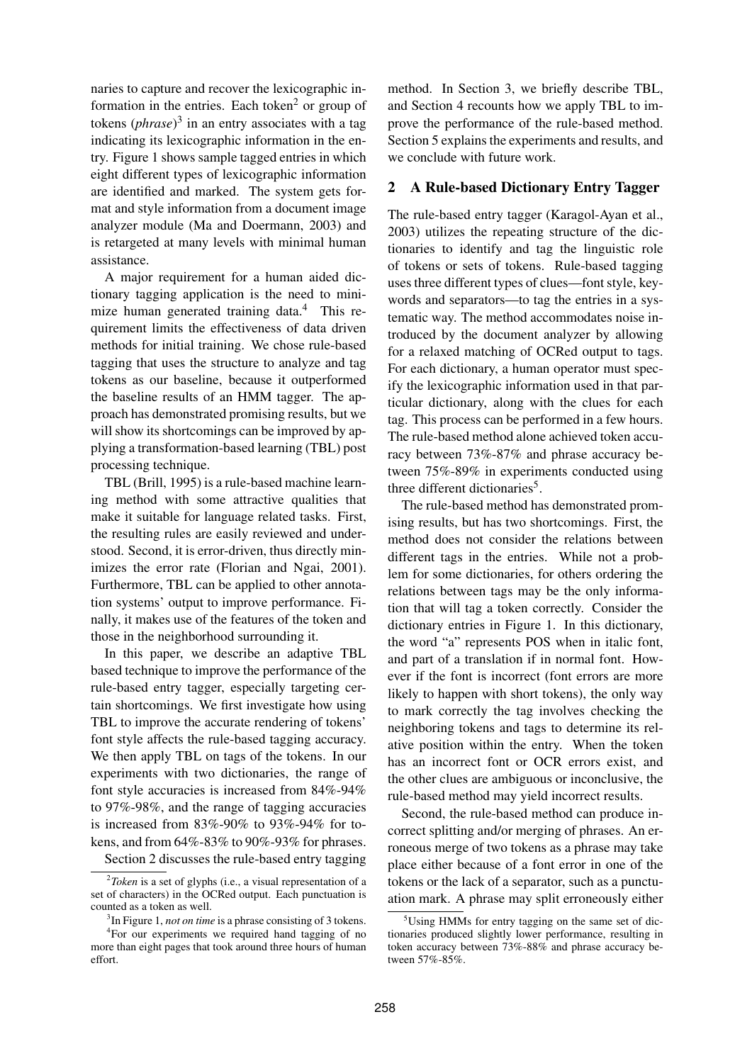naries to capture and recover the lexicographic information in the entries. Each token[2] or group of tokens (*phrase*)[3] in an entry associates with a tag indicating its lexicographic information in the entry. Figure 1 shows sample tagged entries in which eight different types of lexicographic information are identified and marked. The system gets format and style information from a document image analyzer module (Ma and Doermann, 2003) and is retargeted at many levels with minimal human assistance.

A major requirement for a human aided dictionary tagging application is the need to minimize human generated training data.[4] This requirement limits the effectiveness of data driven methods for initial training. We chose rule-based tagging that uses the structure to analyze and tag tokens as our baseline, because it outperformed the baseline results of an HMM tagger. The approach has demonstrated promising results, but we will show its shortcomings can be improved by applying a transformation-based learning (TBL) post processing technique.

TBL (Brill, 1995) is a rule-based machine learning method with some attractive qualities that make it suitable for language related tasks. First, the resulting rules are easily reviewed and understood. Second, it is error-driven, thus directly minimizes the error rate (Florian and Ngai, 2001). Furthermore, TBL can be applied to other annotation systems' output to improve performance. Finally, it makes use of the features of the token and those in the neighborhood surrounding it.

In this paper, we describe an adaptive TBL based technique to improve the performance of the rule-based entry tagger, especially targeting certain shortcomings. We first investigate how using TBL to improve the accurate rendering of tokens' font style affects the rule-based tagging accuracy. We then apply TBL on tags of the tokens. In our experiments with two dictionaries, the range of font style accuracies is increased from 84%-94% to 97%-98%, and the range of tagging accuracies is increased from 83%-90% to 93%-94% for tokens, and from 64%-83% to 90%-93% for phrases.

Section 2 discusses the rule-based entry tagging method. In Section 3, we briefly describe TBL, and Section 4 recounts how we apply TBL to improve the performance of the rule-based method. Section 5 explains the experiments and results, and we conclude with future work.

## 2 A Rule-based Dictionary Entry Tagger

The rule-based entry tagger (Karagol-Ayan et al., 2003) utilizes the repeating structure of the dictionaries to identify and tag the linguistic role of tokens or sets of tokens. Rule-based tagging uses three different types of clues—font style, keywords and separators—to tag the entries in a systematic way. The method accommodates noise introduced by the document analyzer by allowing for a relaxed matching of OCRed output to tags. For each dictionary, a human operator must specify the lexicographic information used in that particular dictionary, along with the clues for each tag. This process can be performed in a few hours. The rule-based method alone achieved token accuracy between 73%-87% and phrase accuracy between 75%-89% in experiments conducted using three different dictionaries[5].

The rule-based method has demonstrated promising results, but has two shortcomings. First, the method does not consider the relations between different tags in the entries. While not a problem for some dictionaries, for others ordering the relations between tags may be the only information that will tag a token correctly. Consider the dictionary entries in Figure 1. In this dictionary, the word "a" represents POS when in italic font, and part of a translation if in normal font. However if the font is incorrect (font errors are more likely to happen with short tokens), the only way to mark correctly the tag involves checking the neighboring tokens and tags to determine its relative position within the entry. When the token has an incorrect font or OCR errors exist, and the other clues are ambiguous or inconclusive, the rule-based method may yield incorrect results.

Second, the rule-based method can produce incorrect splitting and/or merging of phrases. An erroneous merge of two tokens as a phrase may take place either because of a font error in one of the tokens or the lack of a separator, such as a punctuation mark. A phrase may split erroneously either

[2] *Token* is a set of glyphs (i.e., a visual representation of a set of characters) in the OCRed output. Each punctuation is counted as a token as well.

[3] In Figure 1, *not on time* is a phrase consisting of 3 tokens.

[4] For our experiments we required hand tagging of no more than eight pages that took around three hours of human effort.

[5] Using HMMs for entry tagging on the same set of dictionaries produced slightly lower performance, resulting in token accuracy between 73%-88% and phrase accuracy between 57%-85%.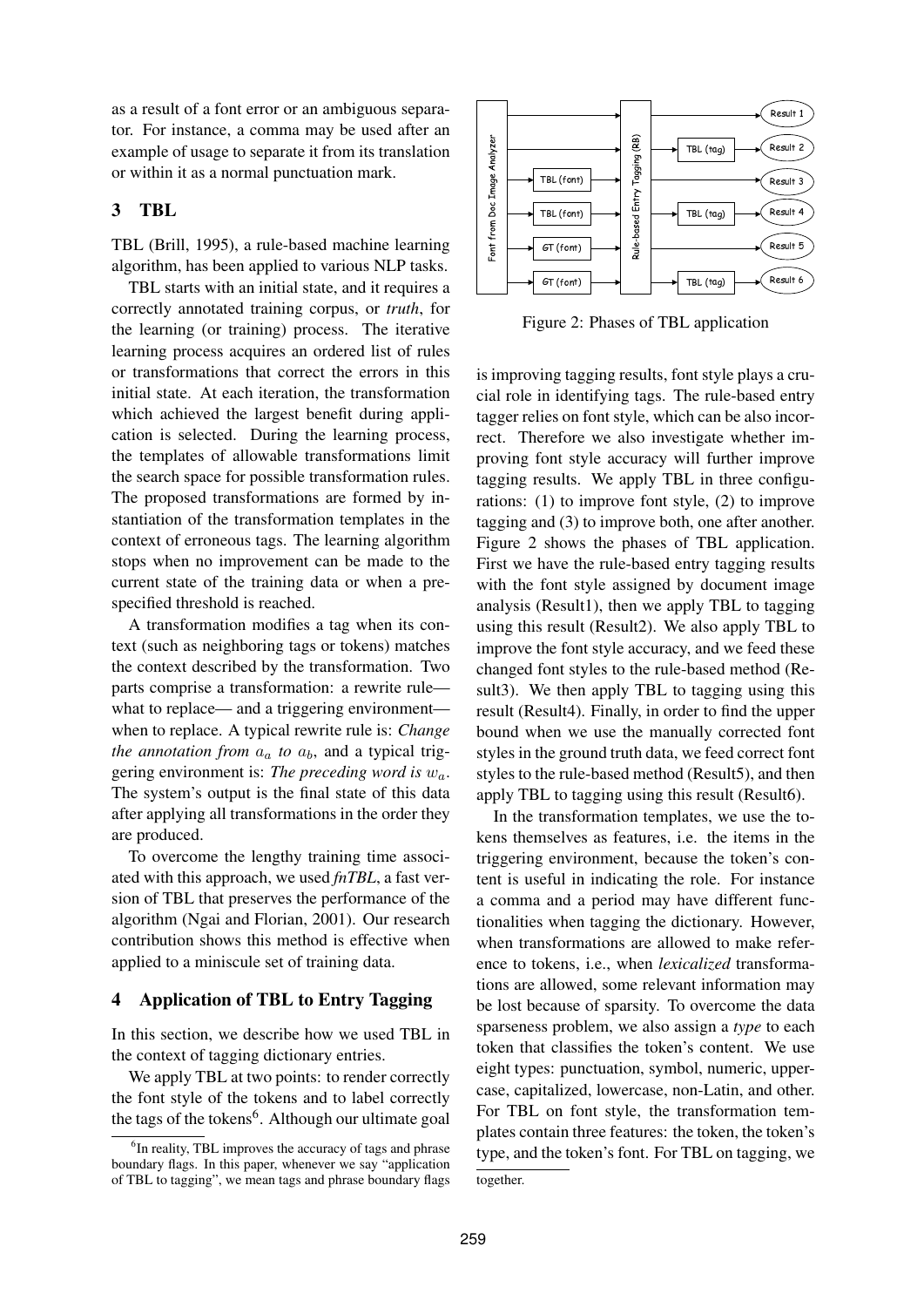as a result of a font error or an ambiguous separator. For instance, a comma may be used after an example of usage to separate it from its translation or within it as a normal punctuation mark.

## 3 TBL

TBL (Brill, 1995), a rule-based machine learning algorithm, has been applied to various NLP tasks.

TBL starts with an initial state, and it requires a correctly annotated training corpus, or *truth*, for the learning (or training) process. The iterative learning process acquires an ordered list of rules or transformations that correct the errors in this initial state. At each iteration, the transformation which achieved the largest benefit during application is selected. During the learning process, the templates of allowable transformations limit the search space for possible transformation rules. The proposed transformations are formed by instantiation of the transformation templates in the context of erroneous tags. The learning algorithm stops when no improvement can be made to the current state of the training data or when a prespecified threshold is reached.

A transformation modifies a tag when its context (such as neighboring tags or tokens) matches the context described by the transformation. Two parts comprise a transformation: a rewrite rule—what to replace— and a triggering environment—when to replace. A typical rewrite rule is: *Change the annotation from $a_a$ to $a_b$*, and a typical triggering environment is: *The preceding word is $w_a$*. The system's output is the final state of this data after applying all transformations in the order they are produced.

To overcome the lengthy training time associated with this approach, we used *fnTBL*, a fast version of TBL that preserves the performance of the algorithm (Ngai and Florian, 2001). Our research contribution shows this method is effective when applied to a miniscule set of training data.

## 4 Application of TBL to Entry Tagging

In this section, we describe how we used TBL in the context of tagging dictionary entries.

We apply TBL at two points: to render correctly the font style of the tokens and to label correctly the tags of the tokens[6]. Although our ultimate goal is improving tagging results, font style plays a crucial role in identifying tags. The rule-based entry tagger relies on font style, which can be also incorrect. Therefore we also investigate whether improving font style accuracy will further improve tagging results. We apply TBL in three configurations: (1) to improve font style, (2) to improve tagging and (3) to improve both, one after another. Figure 2 shows the phases of TBL application. First we have the rule-based entry tagging results with the font style assigned by document image analysis (Result1), then we apply TBL to tagging using this result (Result2). We also apply TBL to improve the font style accuracy, and we feed these changed font styles to the rule-based method (Result3). We then apply TBL to tagging using this result (Result4). Finally, in order to find the upper bound when we use the manually corrected font styles in the ground truth data, we feed correct font styles to the rule-based method (Result5), and then apply TBL to tagging using this result (Result6).

Figure 2: Phases of TBL application

In the transformation templates, we use the tokens themselves as features, i.e. the items in the triggering environment, because the token's content is useful in indicating the role. For instance a comma and a period may have different functionalities when tagging the dictionary. However, when transformations are allowed to make reference to tokens, i.e., when *lexicalized* transformations are allowed, some relevant information may be lost because of sparsity. To overcome the data sparseness problem, we also assign a *type* to each token that classifies the token's content. We use eight types: punctuation, symbol, numeric, uppercase, capitalized, lowercase, non-Latin, and other. For TBL on font style, the transformation templates contain three features: the token, the token's type, and the token's font. For TBL on tagging, we

[6] In reality, TBL improves the accuracy of tags and phrase boundary flags. In this paper, whenever we say "application of TBL to tagging", we mean tags and phrase boundary flags together.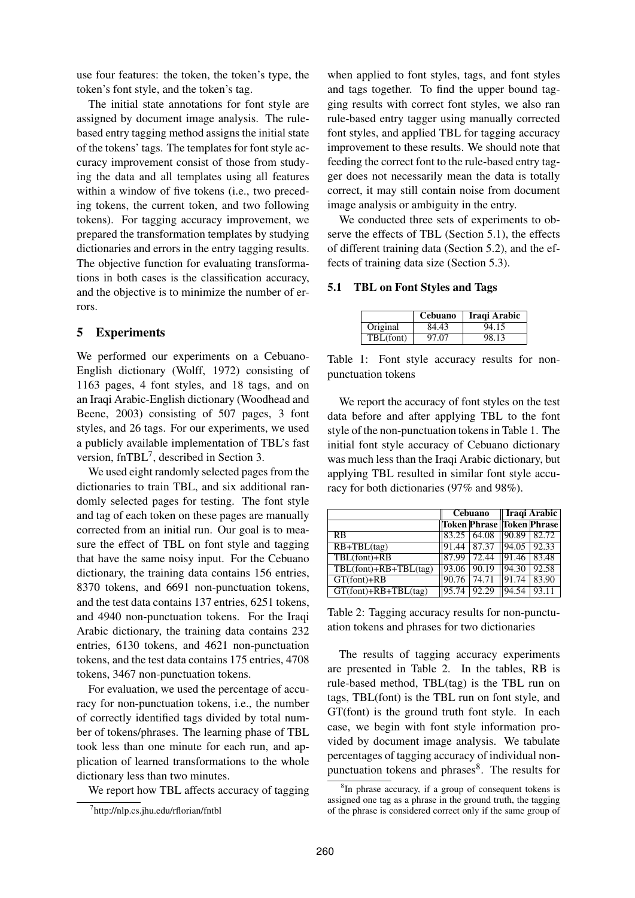use four features: the token, the token's type, the token's font style, and the token's tag.

The initial state annotations for font style are assigned by document image analysis. The rule-based entry tagging method assigns the initial state of the tokens' tags. The templates for font style accuracy improvement consist of those from studying the data and all templates using all features within a window of five tokens (i.e., two preceding tokens, the current token, and two following tokens). For tagging accuracy improvement, we prepared the transformation templates by studying dictionaries and errors in the entry tagging results. The objective function for evaluating transformations in both cases is the classification accuracy, and the objective is to minimize the number of errors.

## 5 Experiments

We performed our experiments on a Cebuano-English dictionary (Wolff, 1972) consisting of 1163 pages, 4 font styles, and 18 tags, and on an Iraqi Arabic-English dictionary (Woodhead and Beene, 2003) consisting of 507 pages, 3 font styles, and 26 tags. For our experiments, we used a publicly available implementation of TBL's fast version, fnTBL[7], described in Section 3.

We used eight randomly selected pages from the dictionaries to train TBL, and six additional randomly selected pages for testing. The font style and tag of each token on these pages are manually corrected from an initial run. Our goal is to measure the effect of TBL on font style and tagging that have the same noisy input. For the Cebuano dictionary, the training data contains 156 entries, 8370 tokens, and 6691 non-punctuation tokens, and the test data contains 137 entries, 6251 tokens, and 4940 non-punctuation tokens. For the Iraqi Arabic dictionary, the training data contains 232 entries, 6130 tokens, and 4621 non-punctuation tokens, and the test data contains 175 entries, 4708 tokens, 3467 non-punctuation tokens.

For evaluation, we used the percentage of accuracy for non-punctuation tokens, i.e., the number of correctly identified tags divided by total number of tokens/phrases. The learning phase of TBL took less than one minute for each run, and application of learned transformations to the whole dictionary less than two minutes.

We report how TBL affects accuracy of tagging when applied to font styles, tags, and font styles and tags together. To find the upper bound tagging results with correct font styles, we also ran rule-based entry tagger using manually corrected font styles, and applied TBL for tagging accuracy improvement to these results. We should note that feeding the correct font to the rule-based entry tagger does not necessarily mean the data is totally correct, it may still contain noise from document image analysis or ambiguity in the entry.

We conducted three sets of experiments to observe the effects of TBL (Section 5.1), the effects of different training data (Section 5.2), and the effects of training data size (Section 5.3).

### 5.1 TBL on Font Styles and Tags

| | Cebuano | Iraqi Arabic |
|---|---|---|
| Original | 84.43 | 94.15 |
| TBL(font) | 97.07 | 98.13 |

Table 1: Font style accuracy results for non-punctuation tokens

We report the accuracy of font styles on the test data before and after applying TBL to the font style of the non-punctuation tokens in Table 1. The initial font style accuracy of Cebuano dictionary was much less than the Iraqi Arabic dictionary, but applying TBL resulted in similar font style accuracy for both dictionaries (97% and 98%).

| | Cebuano | | Iraqi Arabic | |
|---|---|---|---|---|
| | Token | Phrase | Token | Phrase |
| RB | 83.25 | 64.08 | 90.89 | 82.72 |
| RB+TBL(tag) | 91.44 | 87.37 | 94.05 | 92.33 |
| TBL(font)+RB | 87.99 | 72.44 | 91.46 | 83.48 |
| TBL(font)+RB+TBL(tag) | 93.06 | 90.19 | 94.30 | 92.58 |
| GT(font)+RB | 90.76 | 74.71 | 91.74 | 83.90 |
| GT(font)+RB+TBL(tag) | 95.74 | 92.29 | 94.54 | 93.11 |

Table 2: Tagging accuracy results for non-punctuation tokens and phrases for two dictionaries

The results of tagging accuracy experiments are presented in Table 2. In the tables, RB is rule-based method, TBL(tag) is the TBL run on tags, TBL(font) is the TBL run on font style, and GT(font) is the ground truth font style. In each case, we begin with font style information provided by document image analysis. We tabulate percentages of tagging accuracy of individual non-punctuation tokens and phrases[8]. The results for

[7] http://nlp.cs.jhu.edu/rflorian/fntbl

[8] In phrase accuracy, if a group of consequent tokens is assigned one tag as a phrase in the ground truth, the tagging of the phrase is considered correct only if the same group of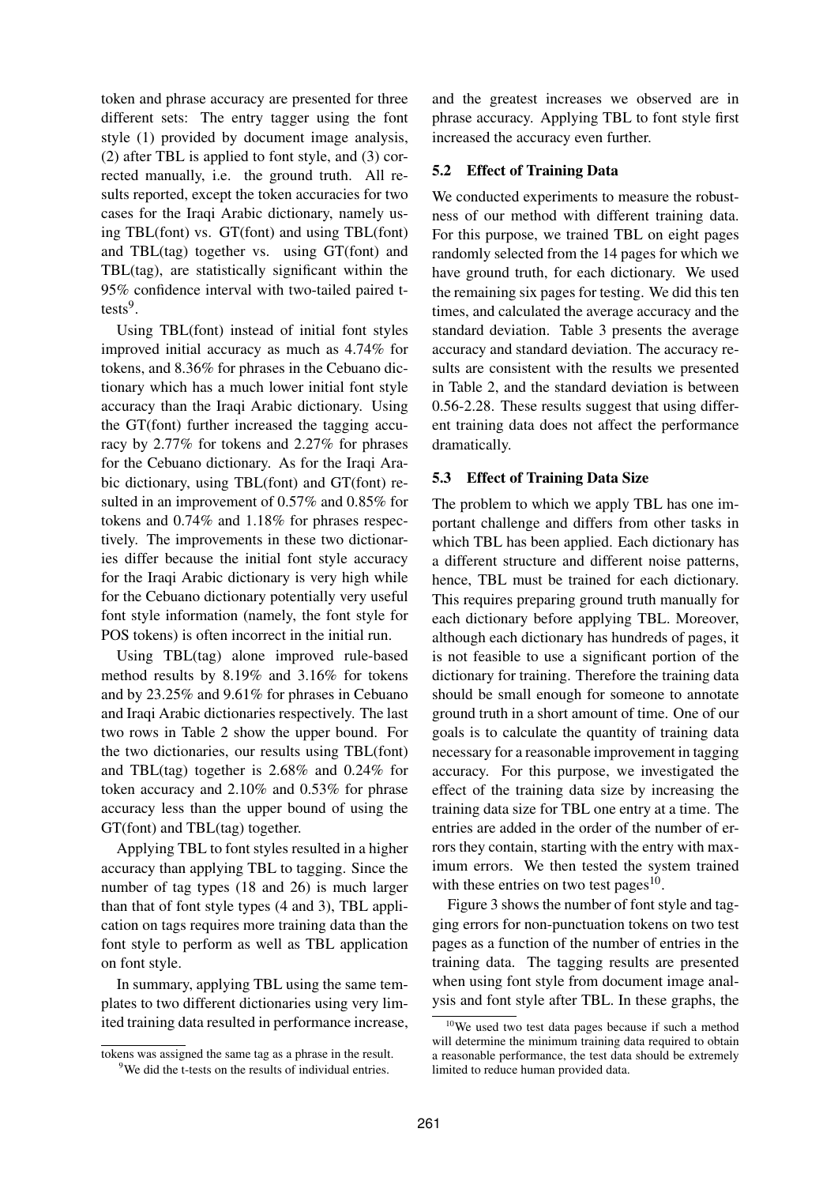token and phrase accuracy are presented for three different sets: The entry tagger using the font style (1) provided by document image analysis, (2) after TBL is applied to font style, and (3) corrected manually, i.e. the ground truth. All results reported, except the token accuracies for two cases for the Iraqi Arabic dictionary, namely using TBL(font) vs. GT(font) and using TBL(font) and TBL(tag) together vs. using GT(font) and TBL(tag), are statistically significant within the 95% confidence interval with two-tailed paired t-tests[9].

Using TBL(font) instead of initial font styles improved initial accuracy as much as 4.74% for tokens, and 8.36% for phrases in the Cebuano dictionary which has a much lower initial font style accuracy than the Iraqi Arabic dictionary. Using the GT(font) further increased the tagging accuracy by 2.77% for tokens and 2.27% for phrases for the Cebuano dictionary. As for the Iraqi Arabic dictionary, using TBL(font) and GT(font) resulted in an improvement of 0.57% and 0.85% for tokens and 0.74% and 1.18% for phrases respectively. The improvements in these two dictionaries differ because the initial font style accuracy for the Iraqi Arabic dictionary is very high while for the Cebuano dictionary potentially very useful font style information (namely, the font style for POS tokens) is often incorrect in the initial run.

Using TBL(tag) alone improved rule-based method results by 8.19% and 3.16% for tokens and by 23.25% and 9.61% for phrases in Cebuano and Iraqi Arabic dictionaries respectively. The last two rows in Table 2 show the upper bound. For the two dictionaries, our results using TBL(font) and TBL(tag) together is 2.68% and 0.24% for token accuracy and 2.10% and 0.53% for phrase accuracy less than the upper bound of using the GT(font) and TBL(tag) together.

Applying TBL to font styles resulted in a higher accuracy than applying TBL to tagging. Since the number of tag types (18 and 26) is much larger than that of font style types (4 and 3), TBL application on tags requires more training data than the font style to perform as well as TBL application on font style.

In summary, applying TBL using the same templates to two different dictionaries using very limited training data resulted in performance increase, and the greatest increases we observed are in phrase accuracy. Applying TBL to font style first increased the accuracy even further.

### 5.2 Effect of Training Data

We conducted experiments to measure the robustness of our method with different training data. For this purpose, we trained TBL on eight pages randomly selected from the 14 pages for which we have ground truth, for each dictionary. We used the remaining six pages for testing. We did this ten times, and calculated the average accuracy and the standard deviation. Table 3 presents the average accuracy and standard deviation. The accuracy results are consistent with the results we presented in Table 2, and the standard deviation is between 0.56-2.28. These results suggest that using different training data does not affect the performance dramatically.

### 5.3 Effect of Training Data Size

The problem to which we apply TBL has one important challenge and differs from other tasks in which TBL has been applied. Each dictionary has a different structure and different noise patterns, hence, TBL must be trained for each dictionary. This requires preparing ground truth manually for each dictionary before applying TBL. Moreover, although each dictionary has hundreds of pages, it is not feasible to use a significant portion of the dictionary for training. Therefore the training data should be small enough for someone to annotate ground truth in a short amount of time. One of our goals is to calculate the quantity of training data necessary for a reasonable improvement in tagging accuracy. For this purpose, we investigated the effect of the training data size by increasing the training data size for TBL one entry at a time. The entries are added in the order of the number of errors they contain, starting with the entry with maximum errors. We then tested the system trained with these entries on two test pages[10].

Figure 3 shows the number of font style and tagging errors for non-punctuation tokens on two test pages as a function of the number of entries in the training data. The tagging results are presented when using font style from document image analysis and font style after TBL. In these graphs, the

---

tokens was assigned the same tag as a phrase in the result.

[9] We did the t-tests on the results of individual entries.

[10] We used two test data pages because if such a method will determine the minimum training data required to obtain a reasonable performance, the test data should be extremely limited to reduce human provided data.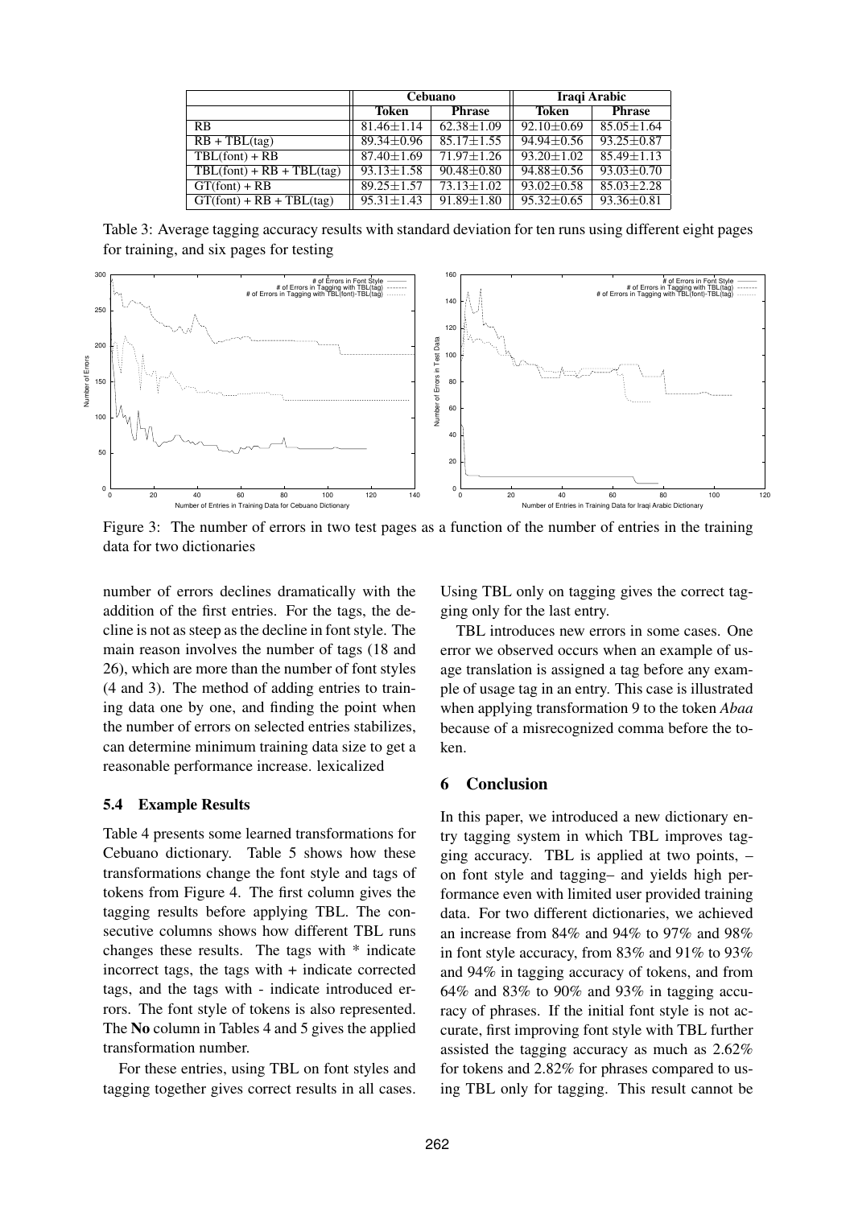|  | Cebuano |  | Iraqi Arabic |  |
|---|---|---|---|---|
|  | Token | Phrase | Token | Phrase |
| RB | 81.46±1.14 | 62.38±1.09 | 92.10±0.69 | 85.05±1.64 |
| RB + TBL(tag) | 89.34±0.96 | 85.17±1.55 | 94.94±0.56 | 93.25±0.87 |
| TBL(font) + RB | 87.40±1.69 | 71.97±1.26 | 93.20±1.02 | 85.49±1.13 |
| TBL(font) + RB + TBL(tag) | 93.13±1.58 | 90.48±0.80 | 94.88±0.56 | 93.03±0.70 |
| GT(font) + RB | 89.25±1.57 | 73.13±1.02 | 93.02±0.58 | 85.03±2.28 |
| GT(font) + RB + TBL(tag) | 95.31±1.43 | 91.89±1.80 | 95.32±0.65 | 93.36±0.81 |

Table 3: Average tagging accuracy results with standard deviation for ten runs using different eight pages for training, and six pages for testing

Figure 3: The number of errors in two test pages as a function of the number of entries in the training data for two dictionaries

number of errors declines dramatically with the addition of the first entries. For the tags, the decline is not as steep as the decline in font style. The main reason involves the number of tags (18 and 26), which are more than the number of font styles (4 and 3). The method of adding entries to training data one by one, and finding the point when the number of errors on selected entries stabilizes, can determine minimum training data size to get a reasonable performance increase. lexicalized

### 5.4 Example Results

Table 4 presents some learned transformations for Cebuano dictionary. Table 5 shows how these transformations change the font style and tags of tokens from Figure 4. The first column gives the tagging results before applying TBL. The consecutive columns shows how different TBL runs changes these results. The tags with * indicate incorrect tags, the tags with + indicate corrected tags, and the tags with - indicate introduced errors. The font style of tokens is also represented. The **No** column in Tables 4 and 5 gives the applied transformation number.

For these entries, using TBL on font styles and tagging together gives correct results in all cases. Using TBL only on tagging gives the correct tagging only for the last entry.

TBL introduces new errors in some cases. One error we observed occurs when an example of usage translation is assigned a tag before any example of usage tag in an entry. This case is illustrated when applying transformation 9 to the token *Abaa* because of a misrecognized comma before the token.

## 6 Conclusion

In this paper, we introduced a new dictionary entry tagging system in which TBL improves tagging accuracy. TBL is applied at two points, – on font style and tagging– and yields high performance even with limited user provided training data. For two different dictionaries, we achieved an increase from 84% and 94% to 97% and 98% in font style accuracy, from 83% and 91% to 93% and 94% in tagging accuracy of tokens, and from 64% and 83% to 90% and 93% in tagging accuracy of phrases. If the initial font style is not accurate, first improving font style with TBL further assisted the tagging accuracy as much as 2.62% for tokens and 2.82% for phrases compared to using TBL only for tagging. This result cannot be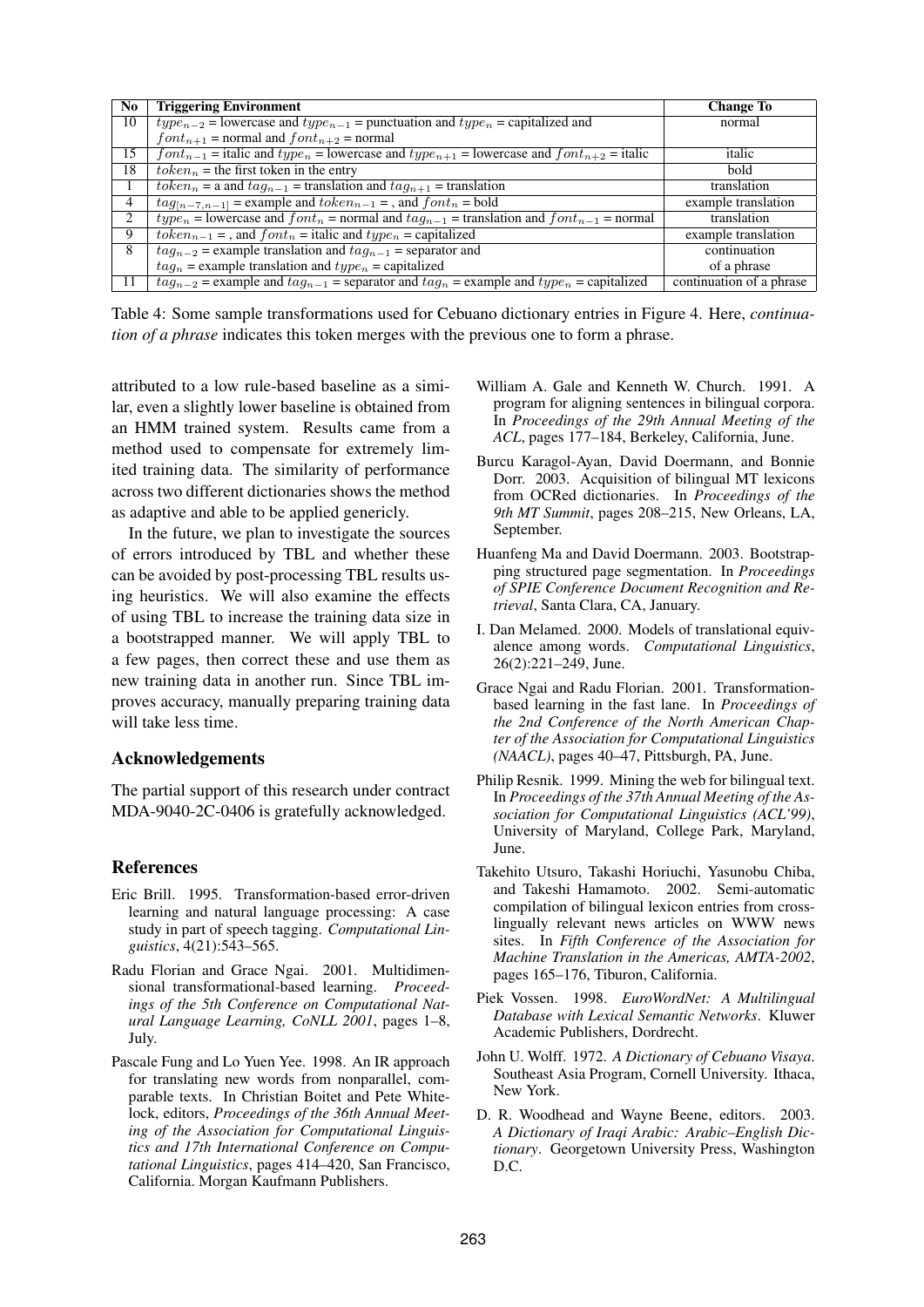| No | Triggering Environment | Change To |
|---|---|---|
| 10 | $type_{n-2}$ = lowercase and $type_{n-1}$ = punctuation and $type_n$ = capitalized and $font_{n+1}$ = normal and $font_{n+2}$ = normal | normal |
| 15 | $font_{n-1}$ = italic and $type_n$ = lowercase and $type_{n+1}$ = lowercase and $font_{n+2}$ = italic | italic |
| 18 | $token_n$ = the first token in the entry | bold |
| 1 | $token_n$ = a and $tag_{n-1}$ = translation and $tag_{n+1}$ = translation | translation |
| 4 | $tag_{[n-7,n-1]}$ = example and $token_{n-1}$ = , and $font_n$ = bold | example translation |
| 2 | $type_n$ = lowercase and $font_n$ = normal and $tag_{n-1}$ = translation and $font_{n-1}$ = normal | translation |
| 9 | $token_{n-1}$ = , and $font_n$ = italic and $type_n$ = capitalized | example translation |
| 8 | $tag_{n-2}$ = example translation and $tag_{n-1}$ = separator and $tag_n$ = example translation and $type_n$ = capitalized | continuation of a phrase |
| 11 | $tag_{n-2}$ = example and $tag_{n-1}$ = separator and $tag_n$ = example and $type_n$ = capitalized | continuation of a phrase |

Table 4: Some sample transformations used for Cebuano dictionary entries in Figure 4. Here, *continuation of a phrase* indicates this token merges with the previous one to form a phrase.

attributed to a low rule-based baseline as a similar, even a slightly lower baseline is obtained from an HMM trained system. Results came from a method used to compensate for extremely limited training data. The similarity of performance across two different dictionaries shows the method as adaptive and able to be applied genericly.

In the future, we plan to investigate the sources of errors introduced by TBL and whether these can be avoided by post-processing TBL results using heuristics. We will also examine the effects of using TBL to increase the training data size in a bootstrapped manner. We will apply TBL to a few pages, then correct these and use them as new training data in another run. Since TBL improves accuracy, manually preparing training data will take less time.

## Acknowledgements

The partial support of this research under contract MDA-9040-2C-0406 is gratefully acknowledged.

## References

Eric Brill. 1995. Transformation-based error-driven learning and natural language processing: A case study in part of speech tagging. *Computational Linguistics*, 4(21):543–565.

Radu Florian and Grace Ngai. 2001. Multidimensional transformational-based learning. *Proceedings of the 5th Conference on Computational Natural Language Learning, CoNLL 2001*, pages 1–8, July.

Pascale Fung and Lo Yuen Yee. 1998. An IR approach for translating new words from nonparallel, comparable texts. In Christian Boitet and Pete Whitelock, editors, *Proceedings of the 36th Annual Meeting of the Association for Computational Linguistics and 17th International Conference on Computational Linguistics*, pages 414–420, San Francisco, California. Morgan Kaufmann Publishers.

William A. Gale and Kenneth W. Church. 1991. A program for aligning sentences in bilingual corpora. In *Proceedings of the 29th Annual Meeting of the ACL*, pages 177–184, Berkeley, California, June.

Burcu Karagol-Ayan, David Doermann, and Bonnie Dorr. 2003. Acquisition of bilingual MT lexicons from OCRed dictionaries. In *Proceedings of the 9th MT Summit*, pages 208–215, New Orleans, LA, September.

Huanfeng Ma and David Doermann. 2003. Bootstrapping structured page segmentation. In *Proceedings of SPIE Conference Document Recognition and Retrieval*, Santa Clara, CA, January.

I. Dan Melamed. 2000. Models of translational equivalence among words. *Computational Linguistics*, 26(2):221–249, June.

Grace Ngai and Radu Florian. 2001. Transformation-based learning in the fast lane. In *Proceedings of the 2nd Conference of the North American Chapter of the Association for Computational Linguistics (NAACL)*, pages 40–47, Pittsburgh, PA, June.

Philip Resnik. 1999. Mining the web for bilingual text. In *Proceedings of the 37th Annual Meeting of the Association for Computational Linguistics (ACL'99)*, University of Maryland, College Park, Maryland, June.

Takehito Utsuro, Takashi Horiuchi, Yasunobu Chiba, and Takeshi Hamamoto. 2002. Semi-automatic compilation of bilingual lexicon entries from cross-lingually relevant news articles on WWW news sites. In *Fifth Conference of the Association for Machine Translation in the Americas, AMTA-2002*, pages 165–176, Tiburon, California.

Piek Vossen. 1998. *EuroWordNet: A Multilingual Database with Lexical Semantic Networks*. Kluwer Academic Publishers, Dordrecht.

John U. Wolff. 1972. *A Dictionary of Cebuano Visaya*. Southeast Asia Program, Cornell University. Ithaca, New York.

D. R. Woodhead and Wayne Beene, editors. 2003. *A Dictionary of Iraqi Arabic: Arabic–English Dictionary*. Georgetown University Press, Washington D.C.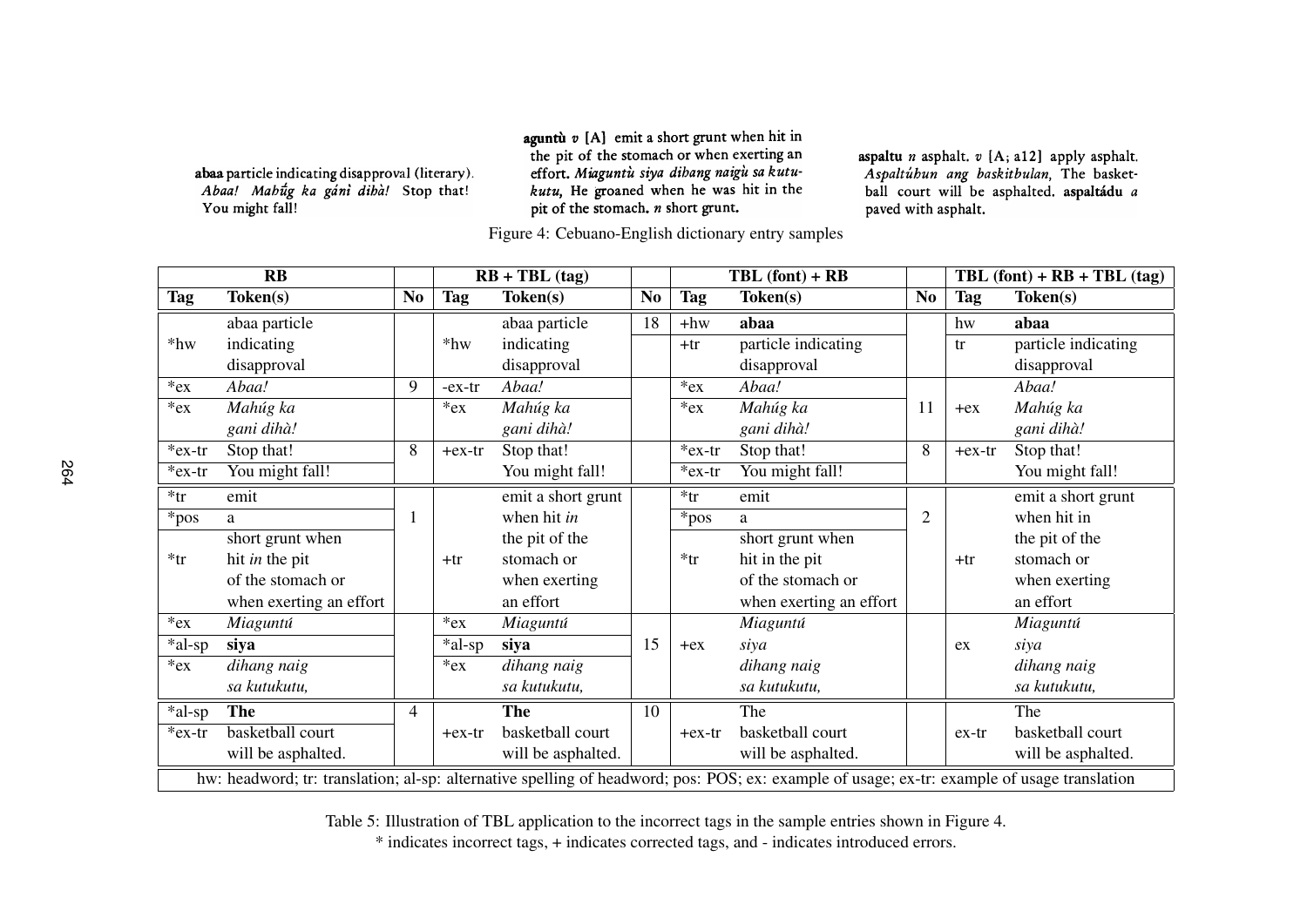**abaa** particle indicating disapproval (literary). *Abaa! Mahū́g ka gáni dihà!* Stop that! You might fall!

**aguntù** *v* [A] emit a short grunt when hit in the pit of the stomach or when exerting an effort. *Miaguntù siya dihang naigù sa kutukutu,* He groaned when he was hit in the pit of the stomach. *n* short grunt.

**aspaltu** *n* asphalt. *v* [A; a12] apply asphalt. *Aspaltúhun ang baskitbulan,* The basketball court will be asphalted. **aspaltádu** *a* paved with asphalt.

Figure 4: Cebuano-English dictionary entry samples

| RB | | | RB + TBL (tag) | | | TBL (font) + RB | | | TBL (font) + RB + TBL (tag) | |
|---|---|---|---|---|---|---|---|---|---|---|
| **Tag** | **Token(s)** | **No** | **Tag** | **Token(s)** | **No** | **Tag** | **Token(s)** | **No** | **Tag** | **Token(s)** |
| *hw | abaa particle indicating disapproval | | *hw | abaa particle indicating disapproval | 18 | +hw | **abaa** | | hw | **abaa** |
| | | | | | | +tr | particle indicating disapproval | | tr | particle indicating disapproval |
| *ex | *Abaa!* | 9 | -ex-tr | *Abaa!* | | *ex | *Abaa!* | 11 | +ex | *Abaa! Mahúg ka gani dihà!* |
| *ex | *Mahúg ka gani dihà!* | | *ex | *Mahúg ka gani dihà!* | | *ex | *Mahúg ka gani dihà!* | | | |
| *ex-tr | Stop that! | 8 | +ex-tr | Stop that! You might fall! | | *ex-tr | Stop that! | 8 | +ex-tr | Stop that! You might fall! |
| *ex-tr | You might fall! | | | | | *ex-tr | You might fall! | | | |
| *tr | emit | 1 | +tr | emit a short grunt when hit *in* the pit of the stomach or when exerting an effort | | *tr | emit | 2 | +tr | emit a short grunt when hit in the pit of the stomach or when exerting an effort |
| *pos | a | | | | | *pos | a | | | |
| *tr | short grunt when hit *in* the pit of the stomach or when exerting an effort | | | | | *tr | short grunt when hit in the pit of the stomach or when exerting an effort | | | |
| *ex | *Miaguntú* | | *ex | *Miaguntú* | 15 | +ex | *Miaguntú siya dihang naig sa kutukutu,* | | ex | *Miaguntú siya dihang naig sa kutukutu,* |
| *al-sp | **siya** | | *al-sp | **siya** | | | | | | |
| *ex | *dihang naig sa kutukutu,* | | *ex | *dihang naig sa kutukutu,* | | | | | | |
| *al-sp | **The** | 4 | | **The** basketball court will be asphalted. | 10 | +ex-tr | The basketball court will be asphalted. | | ex-tr | The basketball court will be asphalted. |
| *ex-tr | basketball court will be asphalted. | | +ex-tr | | | | | | | |

hw: headword; tr: translation; al-sp: alternative spelling of headword; pos: POS; ex: example of usage; ex-tr: example of usage translation

Table 5: Illustration of TBL application to the incorrect tags in the sample entries shown in Figure 4.
* indicates incorrect tags, + indicates corrected tags, and - indicates introduced errors.